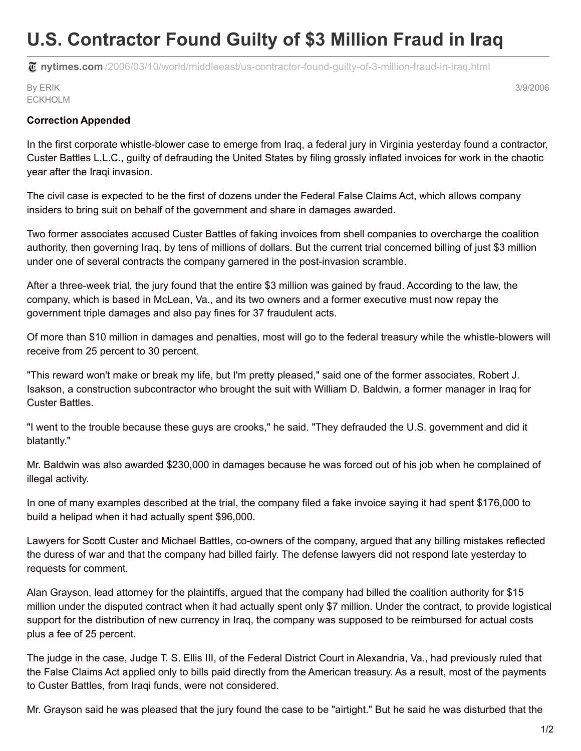# U.S. Contractor Found Guilty of $3 Million Fraud in Iraq

nytimes.com/2006/03/10/world/middleeast/us-contractor-found-guilty-of-3-million-fraud-in-iraq.html

By ERIK ECKHOLM

3/9/2006

**Correction Appended**

In the first corporate whistle-blower case to emerge from Iraq, a federal jury in Virginia yesterday found a contractor, Custer Battles L.L.C., guilty of defrauding the United States by filing grossly inflated invoices for work in the chaotic year after the Iraqi invasion.

The civil case is expected to be the first of dozens under the Federal False Claims Act, which allows company insiders to bring suit on behalf of the government and share in damages awarded.

Two former associates accused Custer Battles of faking invoices from shell companies to overcharge the coalition authority, then governing Iraq, by tens of millions of dollars. But the current trial concerned billing of just $3 million under one of several contracts the company garnered in the post-invasion scramble.

After a three-week trial, the jury found that the entire $3 million was gained by fraud. According to the law, the company, which is based in McLean, Va., and its two owners and a former executive must now repay the government triple damages and also pay fines for 37 fraudulent acts.

Of more than $10 million in damages and penalties, most will go to the federal treasury while the whistle-blowers will receive from 25 percent to 30 percent.

"This reward won't make or break my life, but I'm pretty pleased," said one of the former associates, Robert J. Isakson, a construction subcontractor who brought the suit with William D. Baldwin, a former manager in Iraq for Custer Battles.

"I went to the trouble because these guys are crooks," he said. "They defrauded the U.S. government and did it blatantly."

Mr. Baldwin was also awarded $230,000 in damages because he was forced out of his job when he complained of illegal activity.

In one of many examples described at the trial, the company filed a fake invoice saying it had spent $176,000 to build a helipad when it had actually spent $96,000.

Lawyers for Scott Custer and Michael Battles, co-owners of the company, argued that any billing mistakes reflected the duress of war and that the company had billed fairly. The defense lawyers did not respond late yesterday to requests for comment.

Alan Grayson, lead attorney for the plaintiffs, argued that the company had billed the coalition authority for $15 million under the disputed contract when it had actually spent only $7 million. Under the contract, to provide logistical support for the distribution of new currency in Iraq, the company was supposed to be reimbursed for actual costs plus a fee of 25 percent.

The judge in the case, Judge T. S. Ellis III, of the Federal District Court in Alexandria, Va., had previously ruled that the False Claims Act applied only to bills paid directly from the American treasury. As a result, most of the payments to Custer Battles, from Iraqi funds, were not considered.

Mr. Grayson said he was pleased that the jury found the case to be "airtight." But he said he was disturbed that the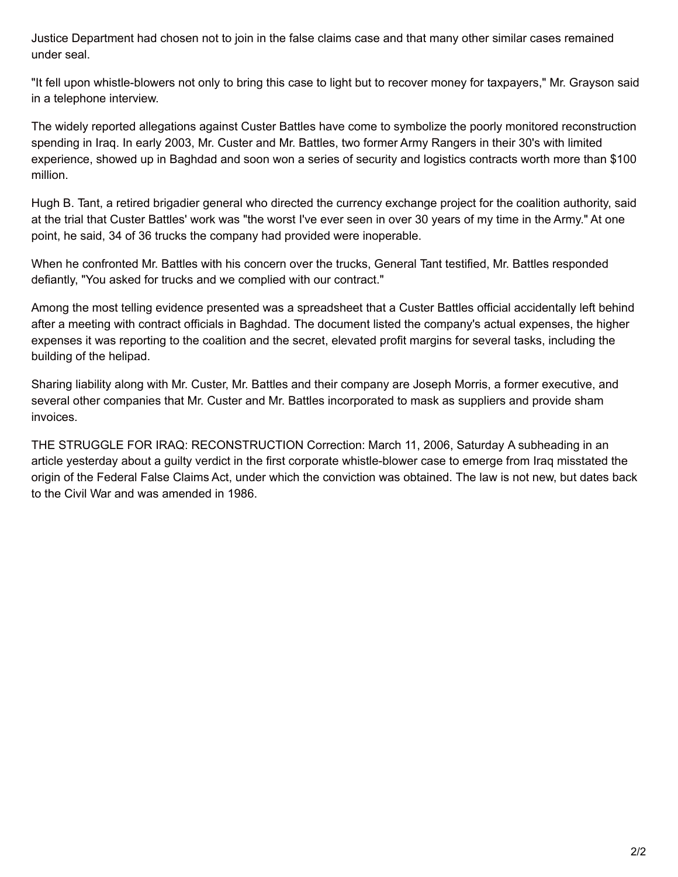Justice Department had chosen not to join in the false claims case and that many other similar cases remained under seal.

"It fell upon whistle-blowers not only to bring this case to light but to recover money for taxpayers," Mr. Grayson said in a telephone interview.

The widely reported allegations against Custer Battles have come to symbolize the poorly monitored reconstruction spending in Iraq. In early 2003, Mr. Custer and Mr. Battles, two former Army Rangers in their 30's with limited experience, showed up in Baghdad and soon won a series of security and logistics contracts worth more than $100 million.

Hugh B. Tant, a retired brigadier general who directed the currency exchange project for the coalition authority, said at the trial that Custer Battles' work was "the worst I've ever seen in over 30 years of my time in the Army." At one point, he said, 34 of 36 trucks the company had provided were inoperable.

When he confronted Mr. Battles with his concern over the trucks, General Tant testified, Mr. Battles responded defiantly, "You asked for trucks and we complied with our contract."

Among the most telling evidence presented was a spreadsheet that a Custer Battles official accidentally left behind after a meeting with contract officials in Baghdad. The document listed the company's actual expenses, the higher expenses it was reporting to the coalition and the secret, elevated profit margins for several tasks, including the building of the helipad.

Sharing liability along with Mr. Custer, Mr. Battles and their company are Joseph Morris, a former executive, and several other companies that Mr. Custer and Mr. Battles incorporated to mask as suppliers and provide sham invoices.

THE STRUGGLE FOR IRAQ: RECONSTRUCTION Correction: March 11, 2006, Saturday A subheading in an article yesterday about a guilty verdict in the first corporate whistle-blower case to emerge from Iraq misstated the origin of the Federal False Claims Act, under which the conviction was obtained. The law is not new, but dates back to the Civil War and was amended in 1986.